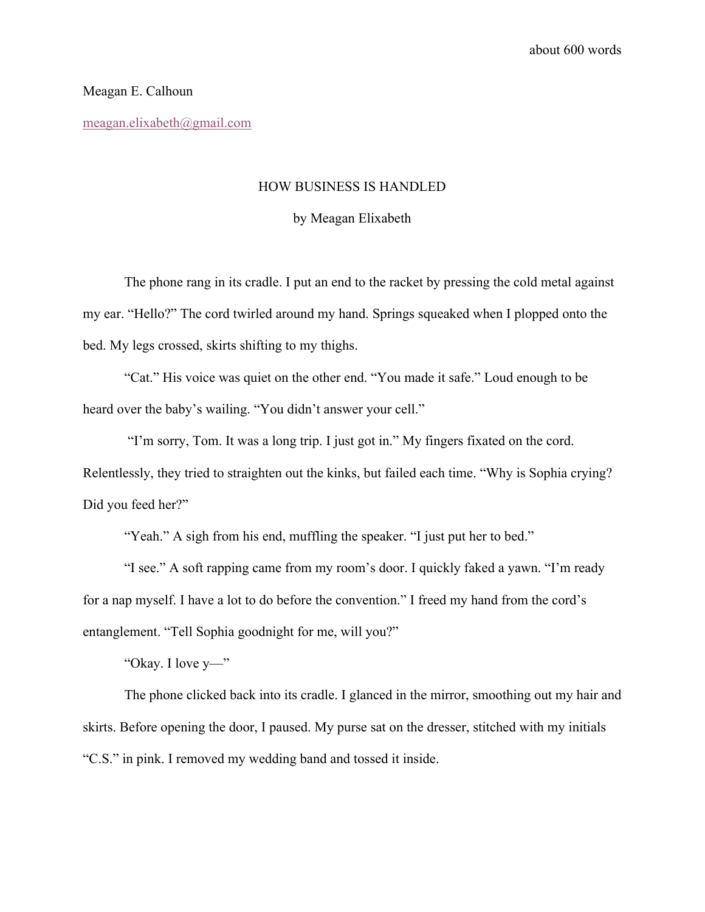about 600 words

Meagan E. Calhoun

meagan.elixabeth@gmail.com

# HOW BUSINESS IS HANDLED

by Meagan Elixabeth

The phone rang in its cradle. I put an end to the racket by pressing the cold metal against my ear. “Hello?” The cord twirled around my hand. Springs squeaked when I plopped onto the bed. My legs crossed, skirts shifting to my thighs.

“Cat.” His voice was quiet on the other end. “You made it safe.” Loud enough to be heard over the baby’s wailing. “You didn’t answer your cell.”

“I’m sorry, Tom. It was a long trip. I just got in.” My fingers fixated on the cord. Relentlessly, they tried to straighten out the kinks, but failed each time. “Why is Sophia crying? Did you feed her?”

“Yeah.” A sigh from his end, muffling the speaker. “I just put her to bed.”

“I see.” A soft rapping came from my room’s door. I quickly faked a yawn. “I’m ready for a nap myself. I have a lot to do before the convention.” I freed my hand from the cord’s entanglement. “Tell Sophia goodnight for me, will you?”

“Okay. I love y—”

The phone clicked back into its cradle. I glanced in the mirror, smoothing out my hair and skirts. Before opening the door, I paused. My purse sat on the dresser, stitched with my initials “C.S.” in pink. I removed my wedding band and tossed it inside.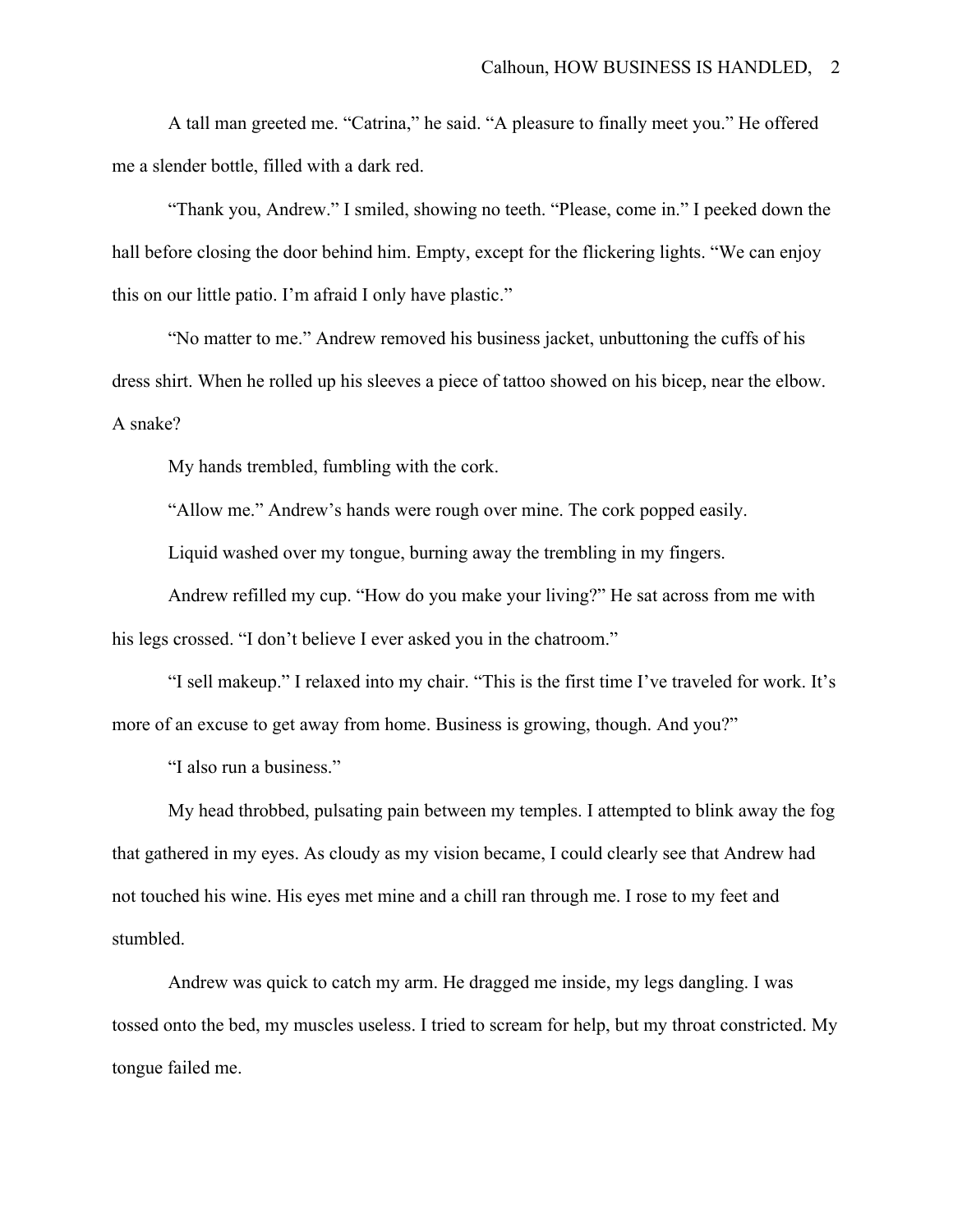A tall man greeted me. "Catrina," he said. "A pleasure to finally meet you." He offered me a slender bottle, filled with a dark red.

"Thank you, Andrew." I smiled, showing no teeth. "Please, come in." I peeked down the hall before closing the door behind him. Empty, except for the flickering lights. "We can enjoy this on our little patio. I'm afraid I only have plastic."

"No matter to me." Andrew removed his business jacket, unbuttoning the cuffs of his dress shirt. When he rolled up his sleeves a piece of tattoo showed on his bicep, near the elbow. A snake?

My hands trembled, fumbling with the cork.

"Allow me." Andrew's hands were rough over mine. The cork popped easily.

Liquid washed over my tongue, burning away the trembling in my fingers.

Andrew refilled my cup. "How do you make your living?" He sat across from me with his legs crossed. "I don't believe I ever asked you in the chatroom."

"I sell makeup." I relaxed into my chair. "This is the first time I've traveled for work. It's more of an excuse to get away from home. Business is growing, though. And you?"

"I also run a business."

My head throbbed, pulsating pain between my temples. I attempted to blink away the fog that gathered in my eyes. As cloudy as my vision became, I could clearly see that Andrew had not touched his wine. His eyes met mine and a chill ran through me. I rose to my feet and stumbled.

Andrew was quick to catch my arm. He dragged me inside, my legs dangling. I was tossed onto the bed, my muscles useless. I tried to scream for help, but my throat constricted. My tongue failed me.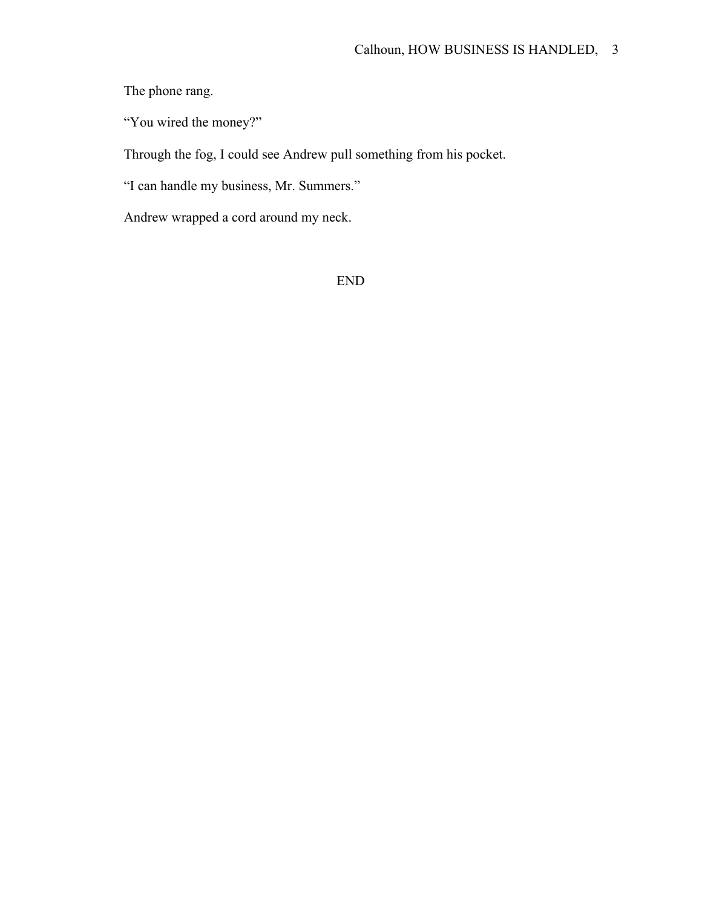The phone rang.

“You wired the money?”

Through the fog, I could see Andrew pull something from his pocket.

“I can handle my business, Mr. Summers.”

Andrew wrapped a cord around my neck.

END